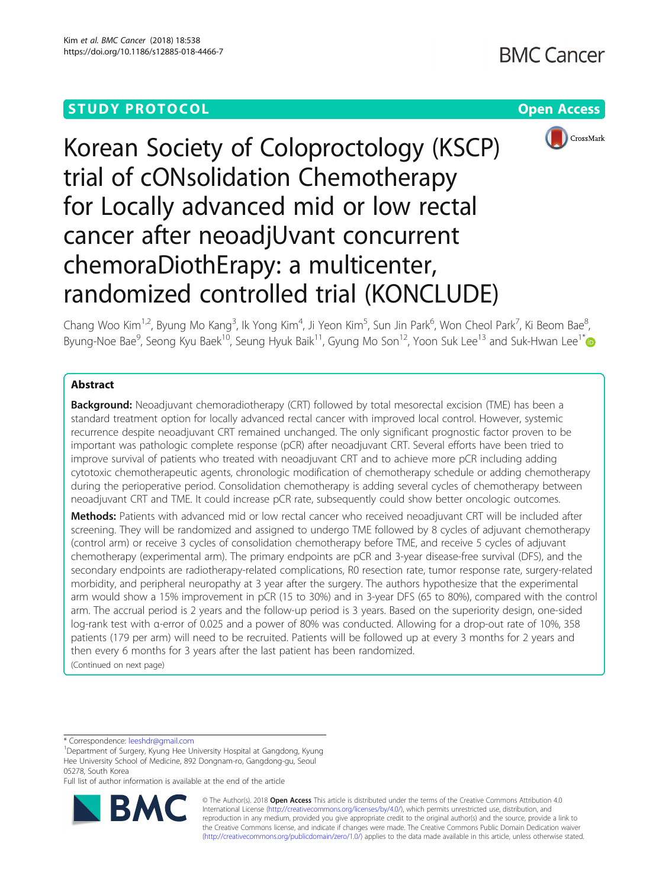**STUDY PROTOCOL** **Open Access**

# Korean Society of Coloproctology (KSCP) trial of cONsolidation Chemotherapy for Locally advanced mid or low rectal cancer after neoadjUvant concurrent chemoraDiothErapy: a multicenter, randomized controlled trial (KONCLUDE)

Chang Woo Kim[1,2], Byung Mo Kang[3], Ik Yong Kim[4], Ji Yeon Kim[5], Sun Jin Park[6], Won Cheol Park[7], Ki Beom Bae[8], Byung-Noe Bae[9], Seong Kyu Baek[10], Seung Hyuk Baik[11], Gyung Mo Son[12], Yoon Suk Lee[13] and Suk-Hwan Lee[1*]

## Abstract

**Background:** Neoadjuvant chemoradiotherapy (CRT) followed by total mesorectal excision (TME) has been a standard treatment option for locally advanced rectal cancer with improved local control. However, systemic recurrence despite neoadjuvant CRT remained unchanged. The only significant prognostic factor proven to be important was pathologic complete response (pCR) after neoadjuvant CRT. Several efforts have been tried to improve survival of patients who treated with neoadjuvant CRT and to achieve more pCR including adding cytotoxic chemotherapeutic agents, chronologic modification of chemotherapy schedule or adding chemotherapy during the perioperative period. Consolidation chemotherapy is adding several cycles of chemotherapy between neoadjuvant CRT and TME. It could increase pCR rate, subsequently could show better oncologic outcomes.

**Methods:** Patients with advanced mid or low rectal cancer who received neoadjuvant CRT will be included after screening. They will be randomized and assigned to undergo TME followed by 8 cycles of adjuvant chemotherapy (control arm) or receive 3 cycles of consolidation chemotherapy before TME, and receive 5 cycles of adjuvant chemotherapy (experimental arm). The primary endpoints are pCR and 3-year disease-free survival (DFS), and the secondary endpoints are radiotherapy-related complications, R0 resection rate, tumor response rate, surgery-related morbidity, and peripheral neuropathy at 3 year after the surgery. The authors hypothesize that the experimental arm would show a 15% improvement in pCR (15 to 30%) and in 3-year DFS (65 to 80%), compared with the control arm. The accrual period is 2 years and the follow-up period is 3 years. Based on the superiority design, one-sided log-rank test with α-error of 0.025 and a power of 80% was conducted. Allowing for a drop-out rate of 10%, 358 patients (179 per arm) will need to be recruited. Patients will be followed up at every 3 months for 2 years and then every 6 months for 3 years after the last patient has been randomized.

(Continued on next page)

\* Correspondence: leeshdr@gmail.com

[1]Department of Surgery, Kyung Hee University Hospital at Gangdong, Kyung Hee University School of Medicine, 892 Dongnam-ro, Gangdong-gu, Seoul 05278, South Korea

Full list of author information is available at the end of the article

© The Author(s). 2018 **Open Access** This article is distributed under the terms of the Creative Commons Attribution 4.0 International License (http://creativecommons.org/licenses/by/4.0/), which permits unrestricted use, distribution, and reproduction in any medium, provided you give appropriate credit to the original author(s) and the source, provide a link to the Creative Commons license, and indicate if changes were made. The Creative Commons Public Domain Dedication waiver (http://creativecommons.org/publicdomain/zero/1.0/) applies to the data made available in this article, unless otherwise stated.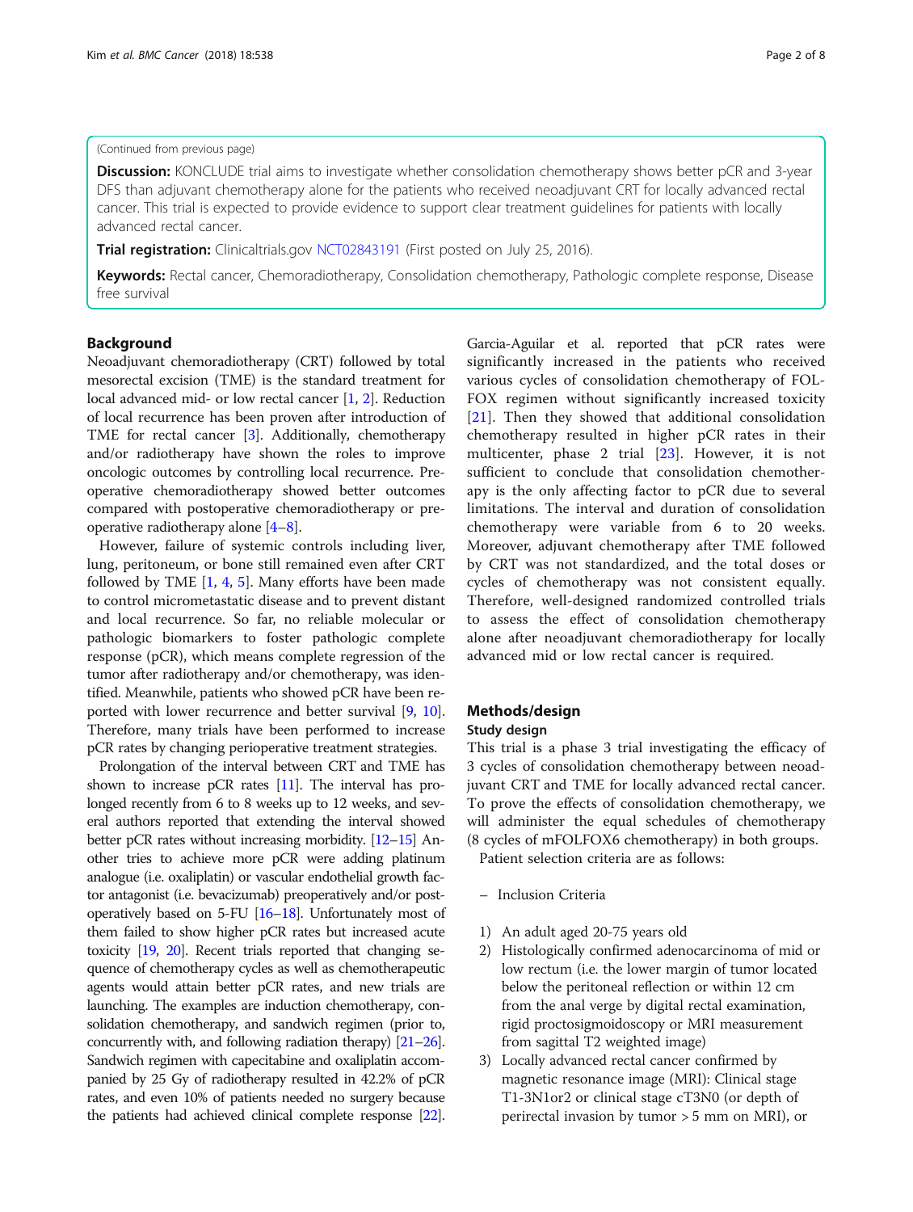(Continued from previous page)

**Discussion:** KONCLUDE trial aims to investigate whether consolidation chemotherapy shows better pCR and 3-year DFS than adjuvant chemotherapy alone for the patients who received neoadjuvant CRT for locally advanced rectal cancer. This trial is expected to provide evidence to support clear treatment guidelines for patients with locally advanced rectal cancer.

**Trial registration:** Clinicaltrials.gov NCT02843191 (First posted on July 25, 2016).

**Keywords:** Rectal cancer, Chemoradiotherapy, Consolidation chemotherapy, Pathologic complete response, Disease free survival

## Background

Neoadjuvant chemoradiotherapy (CRT) followed by total mesorectal excision (TME) is the standard treatment for local advanced mid- or low rectal cancer [1, 2]. Reduction of local recurrence has been proven after introduction of TME for rectal cancer [3]. Additionally, chemotherapy and/or radiotherapy have shown the roles to improve oncologic outcomes by controlling local recurrence. Preoperative chemoradiotherapy showed better outcomes compared with postoperative chemoradiotherapy or preoperative radiotherapy alone [4–8].

However, failure of systemic controls including liver, lung, peritoneum, or bone still remained even after CRT followed by TME [1, 4, 5]. Many efforts have been made to control micrometastatic disease and to prevent distant and local recurrence. So far, no reliable molecular or pathologic biomarkers to foster pathologic complete response (pCR), which means complete regression of the tumor after radiotherapy and/or chemotherapy, was identified. Meanwhile, patients who showed pCR have been reported with lower recurrence and better survival [9, 10]. Therefore, many trials have been performed to increase pCR rates by changing perioperative treatment strategies.

Prolongation of the interval between CRT and TME has shown to increase pCR rates [11]. The interval has prolonged recently from 6 to 8 weeks up to 12 weeks, and several authors reported that extending the interval showed better pCR rates without increasing morbidity. [12–15] Another tries to achieve more pCR were adding platinum analogue (i.e. oxaliplatin) or vascular endothelial growth factor antagonist (i.e. bevacizumab) preoperatively and/or postoperatively based on 5-FU [16–18]. Unfortunately most of them failed to show higher pCR rates but increased acute toxicity [19, 20]. Recent trials reported that changing sequence of chemotherapy cycles as well as chemotherapeutic agents would attain better pCR rates, and new trials are launching. The examples are induction chemotherapy, consolidation chemotherapy, and sandwich regimen (prior to, concurrently with, and following radiation therapy) [21–26]. Sandwich regimen with capecitabine and oxaliplatin accompanied by 25 Gy of radiotherapy resulted in 42.2% of pCR rates, and even 10% of patients needed no surgery because the patients had achieved clinical complete response [22]. Garcia-Aguilar et al. reported that pCR rates were significantly increased in the patients who received various cycles of consolidation chemotherapy of FOLFOX regimen without significantly increased toxicity [21]. Then they showed that additional consolidation chemotherapy resulted in higher pCR rates in their multicenter, phase 2 trial [23]. However, it is not sufficient to conclude that consolidation chemotherapy is the only affecting factor to pCR due to several limitations. The interval and duration of consolidation chemotherapy were variable from 6 to 20 weeks. Moreover, adjuvant chemotherapy after TME followed by CRT was not standardized, and the total doses or cycles of chemotherapy was not consistent equally. Therefore, well-designed randomized controlled trials to assess the effect of consolidation chemotherapy alone after neoadjuvant chemoradiotherapy for locally advanced mid or low rectal cancer is required.

## Methods/design

### Study design

This trial is a phase 3 trial investigating the efficacy of 3 cycles of consolidation chemotherapy between neoadjuvant CRT and TME for locally advanced rectal cancer. To prove the effects of consolidation chemotherapy, we will administer the equal schedules of chemotherapy (8 cycles of mFOLFOX6 chemotherapy) in both groups.

Patient selection criteria are as follows:

– Inclusion Criteria

1) An adult aged 20-75 years old
2) Histologically confirmed adenocarcinoma of mid or low rectum (i.e. the lower margin of tumor located below the peritoneal reflection or within 12 cm from the anal verge by digital rectal examination, rigid proctosigmoidoscopy or MRI measurement from sagittal T2 weighted image)
3) Locally advanced rectal cancer confirmed by magnetic resonance image (MRI): Clinical stage T1-3N1or2 or clinical stage cT3N0 (or depth of perirectal invasion by tumor > 5 mm on MRI), or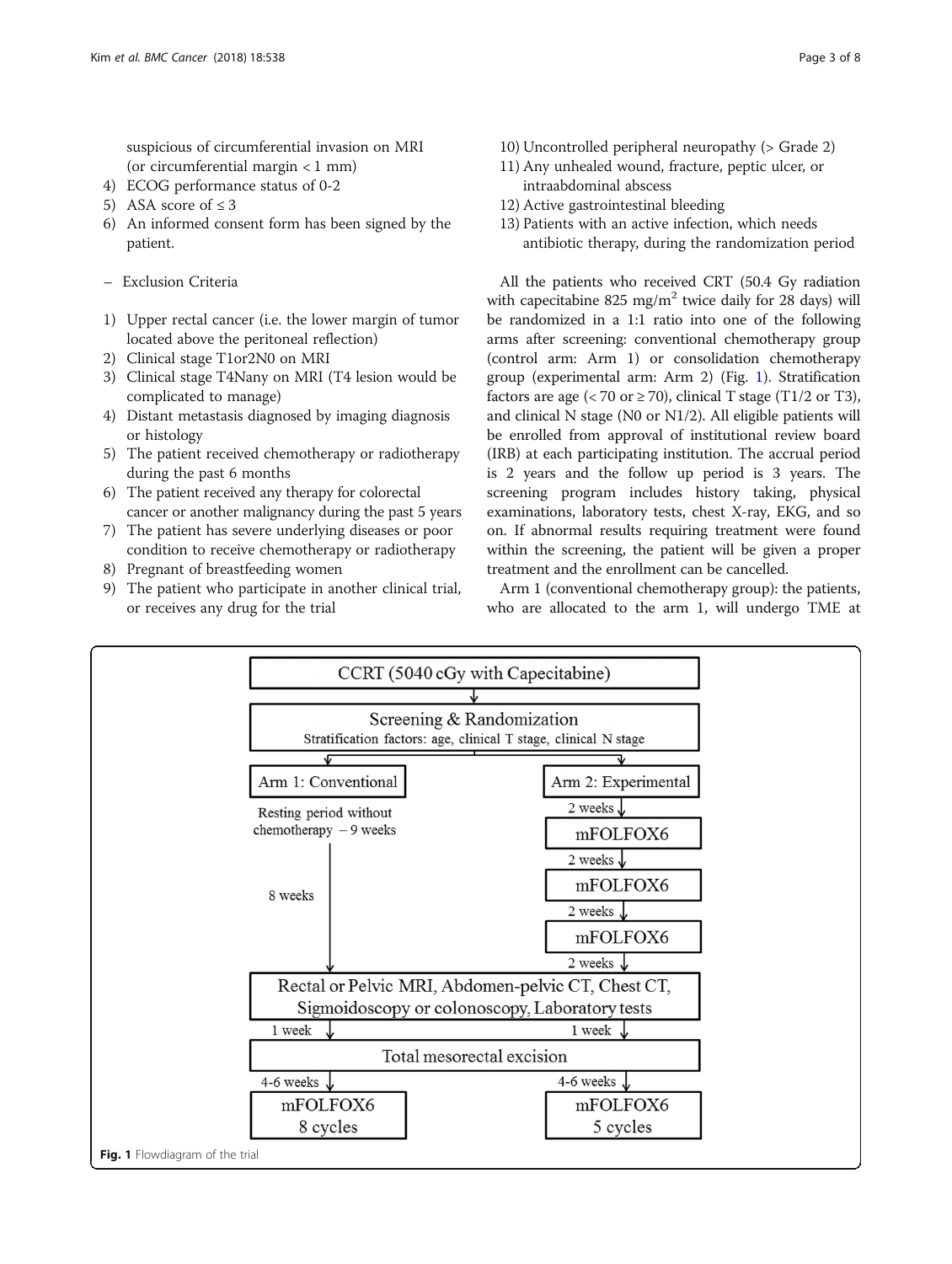suspicious of circumferential invasion on MRI (or circumferential margin < 1 mm)

4) ECOG performance status of 0-2
5) ASA score of ≤ 3
6) An informed consent form has been signed by the patient.

– Exclusion Criteria

1) Upper rectal cancer (i.e. the lower margin of tumor located above the peritoneal reflection)
2) Clinical stage T1or2N0 on MRI
3) Clinical stage T4Nany on MRI (T4 lesion would be complicated to manage)
4) Distant metastasis diagnosed by imaging diagnosis or histology
5) The patient received chemotherapy or radiotherapy during the past 6 months
6) The patient received any therapy for colorectal cancer or another malignancy during the past 5 years
7) The patient has severe underlying diseases or poor condition to receive chemotherapy or radiotherapy
8) Pregnant of breastfeeding women
9) The patient who participate in another clinical trial, or receives any drug for the trial
10) Uncontrolled peripheral neuropathy (> Grade 2)
11) Any unhealed wound, fracture, peptic ulcer, or intraabdominal abscess
12) Active gastrointestinal bleeding
13) Patients with an active infection, which needs antibiotic therapy, during the randomization period

All the patients who received CRT (50.4 Gy radiation with capecitabine 825 mg/m$^2$ twice daily for 28 days) will be randomized in a 1:1 ratio into one of the following arms after screening: conventional chemotherapy group (control arm: Arm 1) or consolidation chemotherapy group (experimental arm: Arm 2) (Fig. 1). Stratification factors are age (< 70 or ≥ 70), clinical T stage (T1/2 or T3), and clinical N stage (N0 or N1/2). All eligible patients will be enrolled from approval of institutional review board (IRB) at each participating institution. The accrual period is 2 years and the follow up period is 3 years. The screening program includes history taking, physical examinations, laboratory tests, chest X-ray, EKG, and so on. If abnormal results requiring treatment were found within the screening, the patient will be given a proper treatment and the enrollment can be cancelled.

Arm 1 (conventional chemotherapy group): the patients, who are allocated to the arm 1, will undergo TME at

CCRT (5040 cGy with Capecitabine)

Screening & Randomization
Stratification factors: age, clinical T stage, clinical N stage

Arm 1: Conventional — Resting period without chemotherapy – 9 weeks; 8 weeks

Arm 2: Experimental — 2 weeks → mFOLFOX6 → 2 weeks → mFOLFOX6 → 2 weeks → mFOLFOX6 → 2 weeks

Rectal or Pelvic MRI, Abdomen-pelvic CT, Chest CT, Sigmoidoscopy or colonoscopy, Laboratory tests

1 week → Total mesorectal excision ← 1 week

4-6 weeks → mFOLFOX6 8 cycles (Arm 1) | 4-6 weeks → mFOLFOX6 5 cycles (Arm 2)

**Fig. 1** Flowdiagram of the trial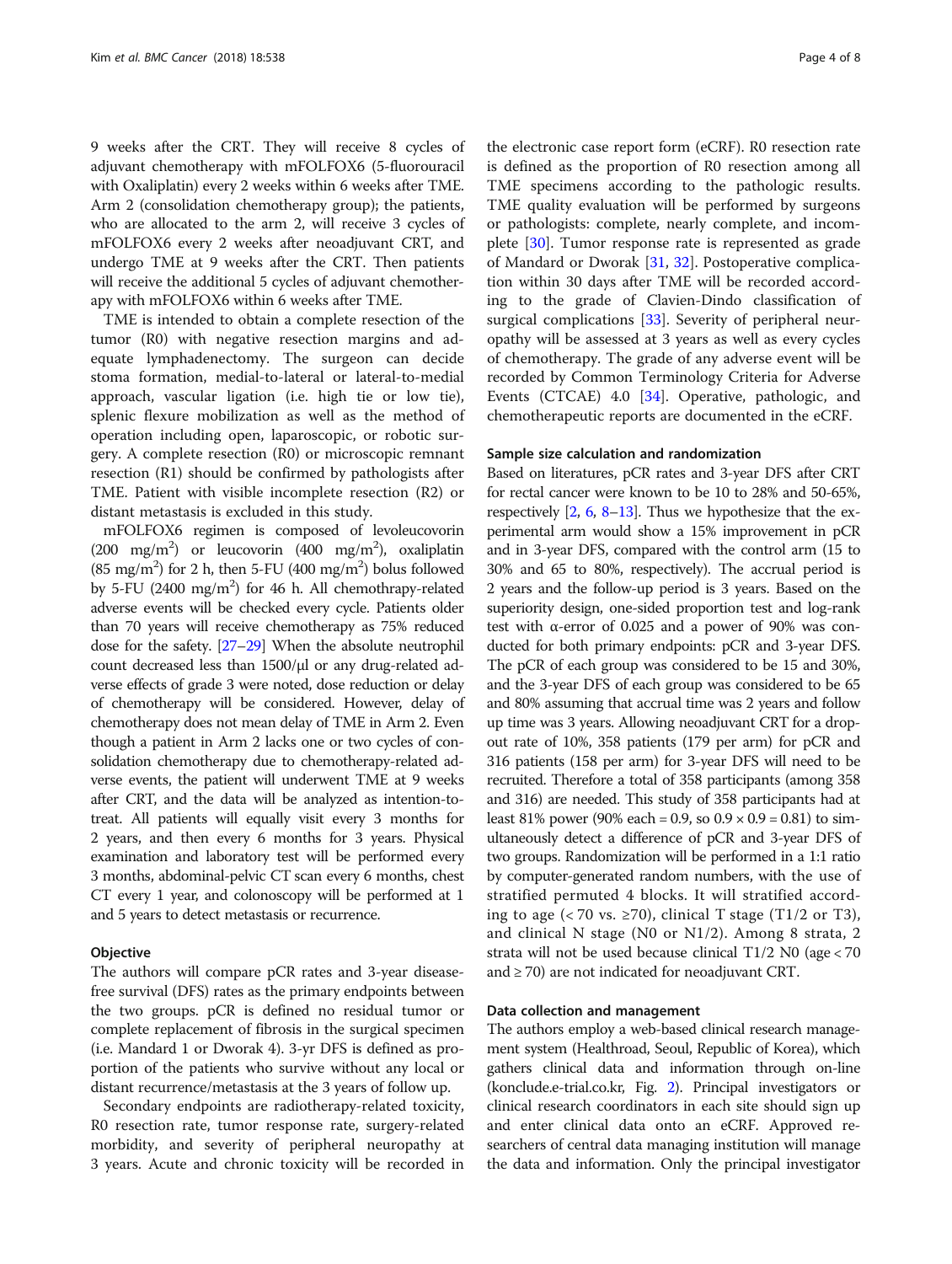9 weeks after the CRT. They will receive 8 cycles of adjuvant chemotherapy with mFOLFOX6 (5-fluorouracil with Oxaliplatin) every 2 weeks within 6 weeks after TME. Arm 2 (consolidation chemotherapy group); the patients, who are allocated to the arm 2, will receive 3 cycles of mFOLFOX6 every 2 weeks after neoadjuvant CRT, and undergo TME at 9 weeks after the CRT. Then patients will receive the additional 5 cycles of adjuvant chemotherapy with mFOLFOX6 within 6 weeks after TME.

TME is intended to obtain a complete resection of the tumor (R0) with negative resection margins and adequate lymphadenectomy. The surgeon can decide stoma formation, medial-to-lateral or lateral-to-medial approach, vascular ligation (i.e. high tie or low tie), splenic flexure mobilization as well as the method of operation including open, laparoscopic, or robotic surgery. A complete resection (R0) or microscopic remnant resection (R1) should be confirmed by pathologists after TME. Patient with visible incomplete resection (R2) or distant metastasis is excluded in this study.

mFOLFOX6 regimen is composed of levoleucovorin (200 mg/m$^2$) or leucovorin (400 mg/m$^2$), oxaliplatin (85 mg/m$^2$) for 2 h, then 5-FU (400 mg/m$^2$) bolus followed by 5-FU (2400 mg/m$^2$) for 46 h. All chemothrapy-related adverse events will be checked every cycle. Patients older than 70 years will receive chemotherapy as 75% reduced dose for the safety. [27–29] When the absolute neutrophil count decreased less than 1500/μl or any drug-related adverse effects of grade 3 were noted, dose reduction or delay of chemotherapy will be considered. However, delay of chemotherapy does not mean delay of TME in Arm 2. Even though a patient in Arm 2 lacks one or two cycles of consolidation chemotherapy due to chemotherapy-related adverse events, the patient will underwent TME at 9 weeks after CRT, and the data will be analyzed as intention-to-treat. All patients will equally visit every 3 months for 2 years, and then every 6 months for 3 years. Physical examination and laboratory test will be performed every 3 months, abdominal-pelvic CT scan every 6 months, chest CT every 1 year, and colonoscopy will be performed at 1 and 5 years to detect metastasis or recurrence.

### Objective

The authors will compare pCR rates and 3-year disease-free survival (DFS) rates as the primary endpoints between the two groups. pCR is defined no residual tumor or complete replacement of fibrosis in the surgical specimen (i.e. Mandard 1 or Dworak 4). 3-yr DFS is defined as proportion of the patients who survive without any local or distant recurrence/metastasis at the 3 years of follow up.

Secondary endpoints are radiotherapy-related toxicity, R0 resection rate, tumor response rate, surgery-related morbidity, and severity of peripheral neuropathy at 3 years. Acute and chronic toxicity will be recorded in the electronic case report form (eCRF). R0 resection rate is defined as the proportion of R0 resection among all TME specimens according to the pathologic results. TME quality evaluation will be performed by surgeons or pathologists: complete, nearly complete, and incomplete [30]. Tumor response rate is represented as grade of Mandard or Dworak [31, 32]. Postoperative complication within 30 days after TME will be recorded according to the grade of Clavien-Dindo classification of surgical complications [33]. Severity of peripheral neuropathy will be assessed at 3 years as well as every cycles of chemotherapy. The grade of any adverse event will be recorded by Common Terminology Criteria for Adverse Events (CTCAE) 4.0 [34]. Operative, pathologic, and chemotherapeutic reports are documented in the eCRF.

### Sample size calculation and randomization

Based on literatures, pCR rates and 3-year DFS after CRT for rectal cancer were known to be 10 to 28% and 50-65%, respectively [2, 6, 8–13]. Thus we hypothesize that the experimental arm would show a 15% improvement in pCR and in 3-year DFS, compared with the control arm (15 to 30% and 65 to 80%, respectively). The accrual period is 2 years and the follow-up period is 3 years. Based on the superiority design, one-sided proportion test and log-rank test with α-error of 0.025 and a power of 90% was conducted for both primary endpoints: pCR and 3-year DFS. The pCR of each group was considered to be 15 and 30%, and the 3-year DFS of each group was considered to be 65 and 80% assuming that accrual time was 2 years and follow up time was 3 years. Allowing neoadjuvant CRT for a drop-out rate of 10%, 358 patients (179 per arm) for pCR and 316 patients (158 per arm) for 3-year DFS will need to be recruited. Therefore a total of 358 participants (among 358 and 316) are needed. This study of 358 participants had at least 81% power (90% each = 0.9, so $0.9 \times 0.9 = 0.81$) to simultaneously detect a difference of pCR and 3-year DFS of two groups. Randomization will be performed in a 1:1 ratio by computer-generated random numbers, with the use of stratified permuted 4 blocks. It will stratified according to age (< 70 vs. ≥70), clinical T stage (T1/2 or T3), and clinical N stage (N0 or N1/2). Among 8 strata, 2 strata will not be used because clinical T1/2 N0 (age < 70 and ≥ 70) are not indicated for neoadjuvant CRT.

### Data collection and management

The authors employ a web-based clinical research management system (Healthroad, Seoul, Republic of Korea), which gathers clinical data and information through on-line (konclude.e-trial.co.kr, Fig. 2). Principal investigators or clinical research coordinators in each site should sign up and enter clinical data onto an eCRF. Approved researchers of central data managing institution will manage the data and information. Only the principal investigator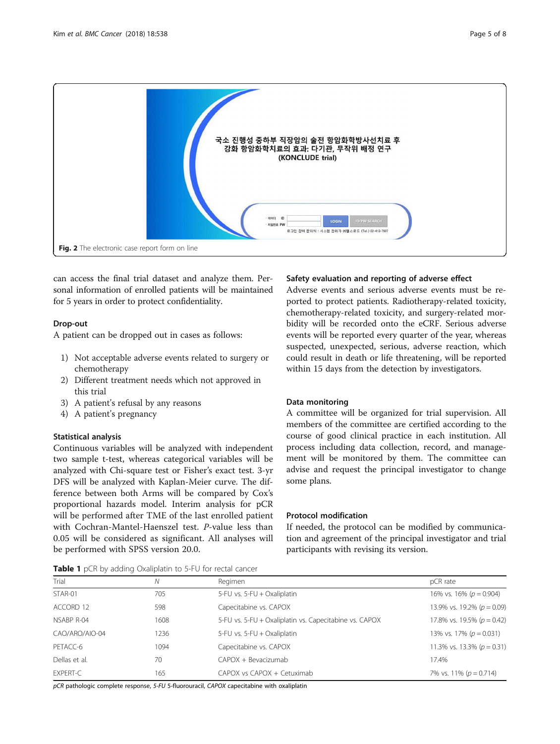Fig. 2 The electronic case report form on line

can access the final trial dataset and analyze them. Personal information of enrolled patients will be maintained for 5 years in order to protect confidentiality.

### Drop-out

A patient can be dropped out in cases as follows:

1) Not acceptable adverse events related to surgery or chemotherapy
2) Different treatment needs which not approved in this trial
3) A patient's refusal by any reasons
4) A patient's pregnancy

### Statistical analysis

Continuous variables will be analyzed with independent two sample t-test, whereas categorical variables will be analyzed with Chi-square test or Fisher's exact test. 3-yr DFS will be analyzed with Kaplan-Meier curve. The difference between both Arms will be compared by Cox's proportional hazards model. Interim analysis for pCR will be performed after TME of the last enrolled patient with Cochran-Mantel-Haenszel test. *P*-value less than 0.05 will be considered as significant. All analyses will be performed with SPSS version 20.0.

### Safety evaluation and reporting of adverse effect

Adverse events and serious adverse events must be reported to protect patients. Radiotherapy-related toxicity, chemotherapy-related toxicity, and surgery-related morbidity will be recorded onto the eCRF. Serious adverse events will be reported every quarter of the year, whereas suspected, unexpected, serious, adverse reaction, which could result in death or life threatening, will be reported within 15 days from the detection by investigators.

### Data monitoring

A committee will be organized for trial supervision. All members of the committee are certified according to the course of good clinical practice in each institution. All process including data collection, record, and management will be monitored by them. The committee can advise and request the principal investigator to change some plans.

### Protocol modification

If needed, the protocol can be modified by communication and agreement of the principal investigator and trial participants with revising its version.

**Table 1** pCR by adding Oxaliplatin to 5-FU for rectal cancer

| Trial | N | Regimen | pCR rate |
|---|---|---|---|
| STAR-01 | 705 | 5-FU vs. 5-FU + Oxaliplatin | 16% vs. 16% ($p = 0.904$) |
| ACCORD 12 | 598 | Capecitabine vs. CAPOX | 13.9% vs. 19.2% ($p = 0.09$) |
| NSABP R-04 | 1608 | 5-FU vs. 5-FU + Oxaliplatin vs. Capecitabine vs. CAPOX | 17.8% vs. 19.5% ($p = 0.42$) |
| CAO/ARO/AIO-04 | 1236 | 5-FU vs. 5-FU + Oxaliplatin | 13% vs. 17% ($p = 0.031$) |
| PETACC-6 | 1094 | Capecitabine vs. CAPOX | 11.3% vs. 13.3% ($p = 0.31$) |
| Dellas et al. | 70 | CAPOX + Bevacizumab | 17.4% |
| EXPERT-C | 165 | CAPOX vs CAPOX + Cetuximab | 7% vs. 11% ($p = 0.714$) |

*pCR* pathologic complete response, *5-FU* 5-fluorouracil, *CAPOX* capecitabine with oxaliplatin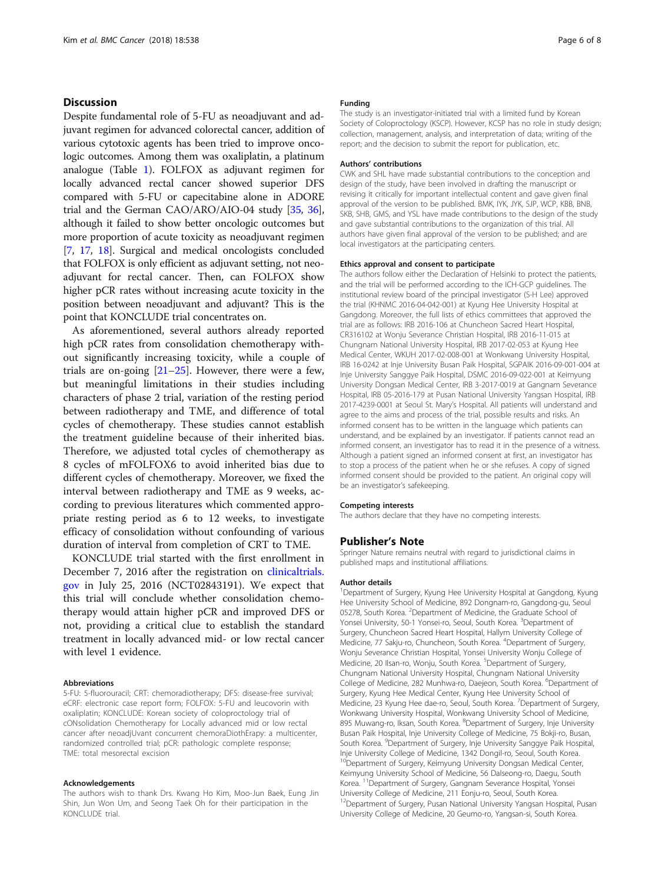## Discussion

Despite fundamental role of 5-FU as neoadjuvant and adjuvant regimen for advanced colorectal cancer, addition of various cytotoxic agents has been tried to improve oncologic outcomes. Among them was oxaliplatin, a platinum analogue (Table 1). FOLFOX as adjuvant regimen for locally advanced rectal cancer showed superior DFS compared with 5-FU or capecitabine alone in ADORE trial and the German CAO/ARO/AIO-04 study [35, 36], although it failed to show better oncologic outcomes but more proportion of acute toxicity as neoadjuvant regimen [7, 17, 18]. Surgical and medical oncologists concluded that FOLFOX is only efficient as adjuvant setting, not neoadjuvant for rectal cancer. Then, can FOLFOX show higher pCR rates without increasing acute toxicity in the position between neoadjuvant and adjuvant? This is the point that KONCLUDE trial concentrates on.

As aforementioned, several authors already reported high pCR rates from consolidation chemotherapy without significantly increasing toxicity, while a couple of trials are on-going [21–25]. However, there were a few, but meaningful limitations in their studies including characters of phase 2 trial, variation of the resting period between radiotherapy and TME, and difference of total cycles of chemotherapy. These studies cannot establish the treatment guideline because of their inherited bias. Therefore, we adjusted total cycles of chemotherapy as 8 cycles of mFOLFOX6 to avoid inherited bias due to different cycles of chemotherapy. Moreover, we fixed the interval between radiotherapy and TME as 9 weeks, according to previous literatures which commented appropriate resting period as 6 to 12 weeks, to investigate efficacy of consolidation without confounding of various duration of interval from completion of CRT to TME.

KONCLUDE trial started with the first enrollment in December 7, 2016 after the registration on clinicaltrials.gov in July 25, 2016 (NCT02843191). We expect that this trial will conclude whether consolidation chemotherapy would attain higher pCR and improved DFS or not, providing a critical clue to establish the standard treatment in locally advanced mid- or low rectal cancer with level 1 evidence.

#### Abbreviations

5-FU: 5-fluorouracil; CRT: chemoradiotherapy; DFS: disease-free survival; eCRF: electronic case report form; FOLFOX: 5-FU and leucovorin with oxaliplatin; KONCLUDE: Korean society of coloproctology trial of cONsolidation Chemotherapy for Locally advanced mid or low rectal cancer after neoadjUvant concurrent chemoraDiothErapy: a multicenter, randomized controlled trial; pCR: pathologic complete response; TME: total mesorectal excision

#### Acknowledgements

The authors wish to thank Drs. Kwang Ho Kim, Moo-Jun Baek, Eung Jin Shin, Jun Won Um, and Seong Taek Oh for their participation in the KONCLUDE trial.

#### Funding

The study is an investigator-initiated trial with a limited fund by Korean Society of Coloproctology (KSCP). However, KCSP has no role in study design; collection, management, analysis, and interpretation of data; writing of the report; and the decision to submit the report for publication, etc.

#### Authors' contributions

CWK and SHL have made substantial contributions to the conception and design of the study, have been involved in drafting the manuscript or revising it critically for important intellectual content and gave given final approval of the version to be published. BMK, IYK, JYK, SJP, WCP, KBB, BNB, SKB, SHB, GMS, and YSL have made contributions to the design of the study and gave substantial contributions to the organization of this trial. All authors have given final approval of the version to be published; and are local investigators at the participating centers.

#### Ethics approval and consent to participate

The authors follow either the Declaration of Helsinki to protect the patients, and the trial will be performed according to the ICH-GCP guidelines. The institutional review board of the principal investigator (S-H Lee) approved the trial (KHNMC 2016-04-042-001) at Kyung Hee University Hospital at Gangdong. Moreover, the full lists of ethics committees that approved the trial are as follows: IRB 2016-106 at Chuncheon Sacred Heart Hospital, CR316102 at Wonju Severance Christian Hospital, IRB 2016-11-015 at Chungnam National University Hospital, IRB 2017-02-053 at Kyung Hee Medical Center, WKUH 2017-02-008-001 at Wonkwang University Hospital, IRB 16-0242 at Inje University Busan Paik Hospital, SGPAIK 2016-09-001-004 at Inje University Sanggye Paik Hospital, DSMC 2016-09-022-001 at Keimyung University Dongsan Medical Center, IRB 3-2017-0019 at Gangnam Severance Hospital, IRB 05-2016-179 at Pusan National University Yangsan Hospital, IRB 2017-4239-0001 at Seoul St. Mary's Hospital. All patients will understand and agree to the aims and process of the trial, possible results and risks. An informed consent has to be written in the language which patients can understand, and be explained by an investigator. If patients cannot read an informed consent, an investigator has to read it in the presence of a witness. Although a patient signed an informed consent at first, an investigator has to stop a process of the patient when he or she refuses. A copy of signed informed consent should be provided to the patient. An original copy will be an investigator's safekeeping.

#### Competing interests

The authors declare that they have no competing interests.

## Publisher's Note

Springer Nature remains neutral with regard to jurisdictional claims in published maps and institutional affiliations.

#### Author details

[1]Department of Surgery, Kyung Hee University Hospital at Gangdong, Kyung Hee University School of Medicine, 892 Dongnam-ro, Gangdong-gu, Seoul 05278, South Korea. [2]Department of Medicine, the Graduate School of Yonsei University, 50-1 Yonsei-ro, Seoul, South Korea. [3]Department of Surgery, Chuncheon Sacred Heart Hospital, Hallym University College of Medicine, 77 Sakju-ro, Chuncheon, South Korea. [4]Department of Surgery, Wonju Severance Christian Hospital, Yonsei University Wonju College of Medicine, 20 Ilsan-ro, Wonju, South Korea. [5]Department of Surgery, Chungnam National University Hospital, Chungnam National University College of Medicine, 282 Munhwa-ro, Daejeon, South Korea. [6]Department of Surgery, Kyung Hee Medical Center, Kyung Hee University School of Medicine, 23 Kyung Hee dae-ro, Seoul, South Korea. [7]Department of Surgery, Wonkwang University Hospital, Wonkwang University School of Medicine, 895 Muwang-ro, Iksan, South Korea. [8]Department of Surgery, Inje University Busan Paik Hospital, Inje University College of Medicine, 75 Bokji-ro, Busan, South Korea. [9]Department of Surgery, Inje University Sanggye Paik Hospital, Inje University College of Medicine, 1342 Dongil-ro, Seoul, South Korea. [10]Department of Surgery, Keimyung University Dongsan Medical Center, Keimyung University School of Medicine, 56 Dalseong-ro, Daegu, South Korea. [11]Department of Surgery, Gangnam Severance Hospital, Yonsei University College of Medicine, 211 Eonju-ro, Seoul, South Korea. [12]Department of Surgery, Pusan National University Yangsan Hospital, Pusan University College of Medicine, 20 Geumo-ro, Yangsan-si, South Korea.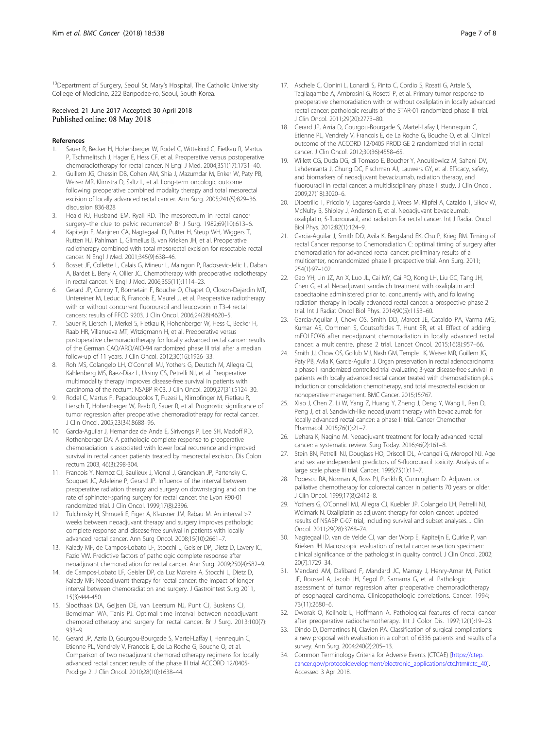[13]Department of Surgery, Seoul St. Mary's Hospital, The Catholic University College of Medicine, 222 Banpodae-ro, Seoul, South Korea.

Received: 21 June 2017 Accepted: 30 April 2018
Published online: 08 May 2018

## References

1. Sauer R, Becker H, Hohenberger W, Rodel C, Wittekind C, Fietkau R, Martus P, Tschmelitsch J, Hager E, Hess CF, et al. Preoperative versus postoperative chemoradiotherapy for rectal cancer. N Engl J Med. 2004;351(17):1731–40.
2. Guillem JG, Chessin DB, Cohen AM, Shia J, Mazumdar M, Enker W, Paty PB, Weiser MR, Klimstra D, Saltz L, et al. Long-term oncologic outcome following preoperative combined modality therapy and total mesorectal excision of locally advanced rectal cancer. Ann Surg. 2005;241(5):829–36. discussion 836-828
3. Heald RJ, Husband EM, Ryall RD. The mesorectum in rectal cancer surgery–the clue to pelvic recurrence? Br J Surg. 1982;69(10):613–6.
4. Kapiteijn E, Marijnen CA, Nagtegaal ID, Putter H, Steup WH, Wiggers T, Rutten HJ, Pahlman L, Glimelius B, van Krieken JH, et al. Preoperative radiotherapy combined with total mesorectal excision for resectable rectal cancer. N Engl J Med. 2001;345(9):638–46.
5. Bosset JF, Collette L, Calais G, Mineur L, Maingon P, Radosevic-Jelic L, Daban A, Bardet E, Beny A, Ollier JC. Chemotherapy with preoperative radiotherapy in rectal cancer. N Engl J Med. 2006;355(11):1114–23.
6. Gerard JP, Conroy T, Bonnetain F, Bouche O, Chapet O, Closon-Dejardin MT, Untereiner M, Leduc B, Francois E, Maurel J, et al. Preoperative radiotherapy with or without concurrent fluorouracil and leucovorin in T3-4 rectal cancers: results of FFCD 9203. J Clin Oncol. 2006;24(28):4620–5.
7. Sauer R, Liersch T, Merkel S, Fietkau R, Hohenberger W, Hess C, Becker H, Raab HR, Villanueva MT, Witzigmann H, et al. Preoperative versus postoperative chemoradiotherapy for locally advanced rectal cancer: results of the German CAO/ARO/AIO-94 randomized phase III trial after a median follow-up of 11 years. J Clin Oncol. 2012;30(16):1926–33.
8. Roh MS, Colangelo LH, O'Connell MJ, Yothers G, Deutsch M, Allegra CJ, Kahlenberg MS, Baez-Diaz L, Ursiny CS, Petrelli NJ, et al. Preoperative multimodality therapy improves disease-free survival in patients with carcinoma of the rectum: NSABP R-03. J Clin Oncol. 2009;27(31):5124–30.
9. Rodel C, Martus P, Papadoupolos T, Fuzesi L, Klimpfinger M, Fietkau R, Liersch T, Hohenberger W, Raab R, Sauer R, et al. Prognostic significance of tumor regression after preoperative chemoradiotherapy for rectal cancer. J Clin Oncol. 2005;23(34):8688–96.
10. Garcia-Aguilar J, Hernandez de Anda E, Sirivongs P, Lee SH, Madoff RD, Rothenberger DA: A pathologic complete response to preoperative chemoradiation is associated with lower local recurrence and improved survival in rectal cancer patients treated by mesorectal excision. Dis Colon rectum 2003, 46(3):298-304.
11. Francois Y, Nemoz CJ, Baulieux J, Vignal J, Grandjean JP, Partensky C, Souquet JC, Adeleine P, Gerard JP. Influence of the interval between preoperative radiation therapy and surgery on downstaging and on the rate of sphincter-sparing surgery for rectal cancer: the Lyon R90-01 randomized trial. J Clin Oncol. 1999;17(8):2396.
12. Tulchinsky H, Shmueli E, Figer A, Klausner JM, Rabau M. An interval >7 weeks between neoadjuvant therapy and surgery improves pathologic complete response and disease-free survival in patients with locally advanced rectal cancer. Ann Surg Oncol. 2008;15(10):2661–7.
13. Kalady MF, de Campos-Lobato LF, Stocchi L, Geisler DP, Dietz D, Lavery IC, Fazio VW. Predictive factors of pathologic complete response after neoadjuvant chemoradiation for rectal cancer. Ann Surg. 2009;250(4):582–9.
14. de Campos-Lobato LF, Geisler DP, da Luz Moreira A, Stocchi L, Dietz D, Kalady MF: Neoadjuvant therapy for rectal cancer: the impact of longer interval between chemoradiation and surgery. J Gastrointest Surg 2011, 15(3):444-450.
15. Sloothaak DA, Geijsen DE, van Leersum NJ, Punt CJ, Buskens CJ, Bemelman WA, Tanis PJ. Optimal time interval between neoadjuvant chemoradiotherapy and surgery for rectal cancer. Br J Surg. 2013;100(7):933–9.
16. Gerard JP, Azria D, Gourgou-Bourgade S, Martel-Laffay I, Hennequin C, Etienne PL, Vendrely V, Francois E, de La Roche G, Bouche O, et al. Comparison of two neoadjuvant chemoradiotherapy regimens for locally advanced rectal cancer: results of the phase III trial ACCORD 12/0405-Prodige 2. J Clin Oncol. 2010;28(10):1638–44.
17. Aschele C, Cionini L, Lonardi S, Pinto C, Cordio S, Rosati G, Artale S, Tagliagambe A, Ambrosini G, Rosetti P, et al. Primary tumor response to preoperative chemoradiation with or without oxaliplatin in locally advanced rectal cancer: pathologic results of the STAR-01 randomized phase III trial. J Clin Oncol. 2011;29(20):2773–80.
18. Gerard JP, Azria D, Gourgou-Bourgade S, Martel-Lafay I, Hennequin C, Etienne PL, Vendrely V, Francois E, de La Roche G, Bouche O, et al. Clinical outcome of the ACCORD 12/0405 PRODIGE 2 randomized trial in rectal cancer. J Clin Oncol. 2012;30(36):4558–65.
19. Willett CG, Duda DG, di Tomaso E, Boucher Y, Ancukiewicz M, Sahani DV, Lahdenranta J, Chung DC, Fischman AJ, Lauwers GY, et al. Efficacy, safety, and biomarkers of neoadjuvant bevacizumab, radiation therapy, and fluorouracil in rectal cancer: a multidisciplinary phase II study. J Clin Oncol. 2009;27(18):3020–6.
20. Dipetrillo T, Pricolo V, Lagares-Garcia J, Vrees M, Klipfel A, Cataldo T, Sikov W, McNulty B, Shipley J, Anderson E, et al. Neoadjuvant bevacizumab, oxaliplatin, 5-fluorouracil, and radiation for rectal cancer. Int J Radiat Oncol Biol Phys. 2012;82(1):124–9.
21. Garcia-Aguilar J, Smith DD, Avila K, Bergsland EK, Chu P, Krieg RM. Timing of rectal Cancer response to Chemoradiation C: optimal timing of surgery after chemoradiation for advanced rectal cancer: preliminary results of a multicenter, nonrandomized phase II prospective trial. Ann Surg. 2011;254(1):97–102.
22. Gao YH, Lin JZ, An X, Luo JL, Cai MY, Cai PQ, Kong LH, Liu GC, Tang JH, Chen G, et al. Neoadjuvant sandwich treatment with oxaliplatin and capecitabine administered prior to, concurrently with, and following radiation therapy in locally advanced rectal cancer: a prospective phase 2 trial. Int J Radiat Oncol Biol Phys. 2014;90(5):1153–60.
23. Garcia-Aguilar J, Chow OS, Smith DD, Marcet JE, Cataldo PA, Varma MG, Kumar AS, Oommen S, Coutsoftides T, Hunt SR, et al. Effect of adding mFOLFOX6 after neoadjuvant chemoradiation in locally advanced rectal cancer: a multicentre, phase 2 trial. Lancet Oncol. 2015;16(8):957–66.
24. Smith JJ, Chow OS, Gollub MJ, Nash GM, Temple LK, Weiser MR, Guillem JG, Paty PB, Avila K, Garcia-Aguilar J. Organ preservation in rectal adenocarcinoma: a phase II randomized controlled trial evaluating 3-year disease-free survival in patients with locally advanced rectal cancer treated with chemoradiation plus induction or consolidation chemotherapy, and total mesorectal excision or nonoperative management. BMC Cancer. 2015;15:767.
25. Xiao J, Chen Z, Li W, Yang Z, Huang Y, Zheng J, Deng Y, Wang L, Ren D, Peng J, et al. Sandwich-like neoadjuvant therapy with bevacizumab for locally advanced rectal cancer: a phase II trial. Cancer Chemother Pharmacol. 2015;76(1):21–7.
26. Uehara K, Nagino M. Neoadjuvant treatment for locally advanced rectal cancer: a systematic review. Surg Today. 2016;46(2):161–8.
27. Stein BN, Petrelli NJ, Douglass HO, Driscoll DL, Arcangeli G, Meropol NJ. Age and sex are independent predictors of 5-fluorouracil toxicity. Analysis of a large scale phase III trial. Cancer. 1995;75(1):11–7.
28. Popescu RA, Norman A, Ross PJ, Parikh B, Cunningham D. Adjuvant or palliative chemotherapy for colorectal cancer in patients 70 years or older. J Clin Oncol. 1999;17(8):2412–8.
29. Yothers G, O'Connell MJ, Allegra CJ, Kuebler JP, Colangelo LH, Petrelli NJ, Wolmark N. Oxaliplatin as adjuvant therapy for colon cancer: updated results of NSABP C-07 trial, including survival and subset analyses. J Clin Oncol. 2011;29(28):3768–74.
30. Nagtegaal ID, van de Velde CJ, van der Worp E, Kapiteijn E, Quirke P, van Krieken JH. Macroscopic evaluation of rectal cancer resection specimen: clinical significance of the pathologist in quality control. J Clin Oncol. 2002;20(7):1729–34.
31. Mandard AM, Dalibard F, Mandard JC, Marnay J, Henry-Amar M, Petiot JF, Roussel A, Jacob JH, Segol P, Samama G, et al. Pathologic assessment of tumor regression after preoperative chemoradiotherapy of esophageal carcinoma. Clinicopathologic correlations. Cancer. 1994;73(11):2680–6.
32. Dworak O, Keilholz L, Hoffmann A. Pathological features of rectal cancer after preoperative radiochemotherapy. Int J Color Dis. 1997;12(1):19–23.
33. Dindo D, Demartines N, Clavien PA. Classification of surgical complications: a new proposal with evaluation in a cohort of 6336 patients and results of a survey. Ann Surg. 2004;240(2):205–13.
34. Common Terminology Criteria for Adverse Events (CTCAE) [https://ctep.cancer.gov/protocoldevelopment/electronic_applications/ctc.htm#ctc_40]. Accessed 3 Apr 2018.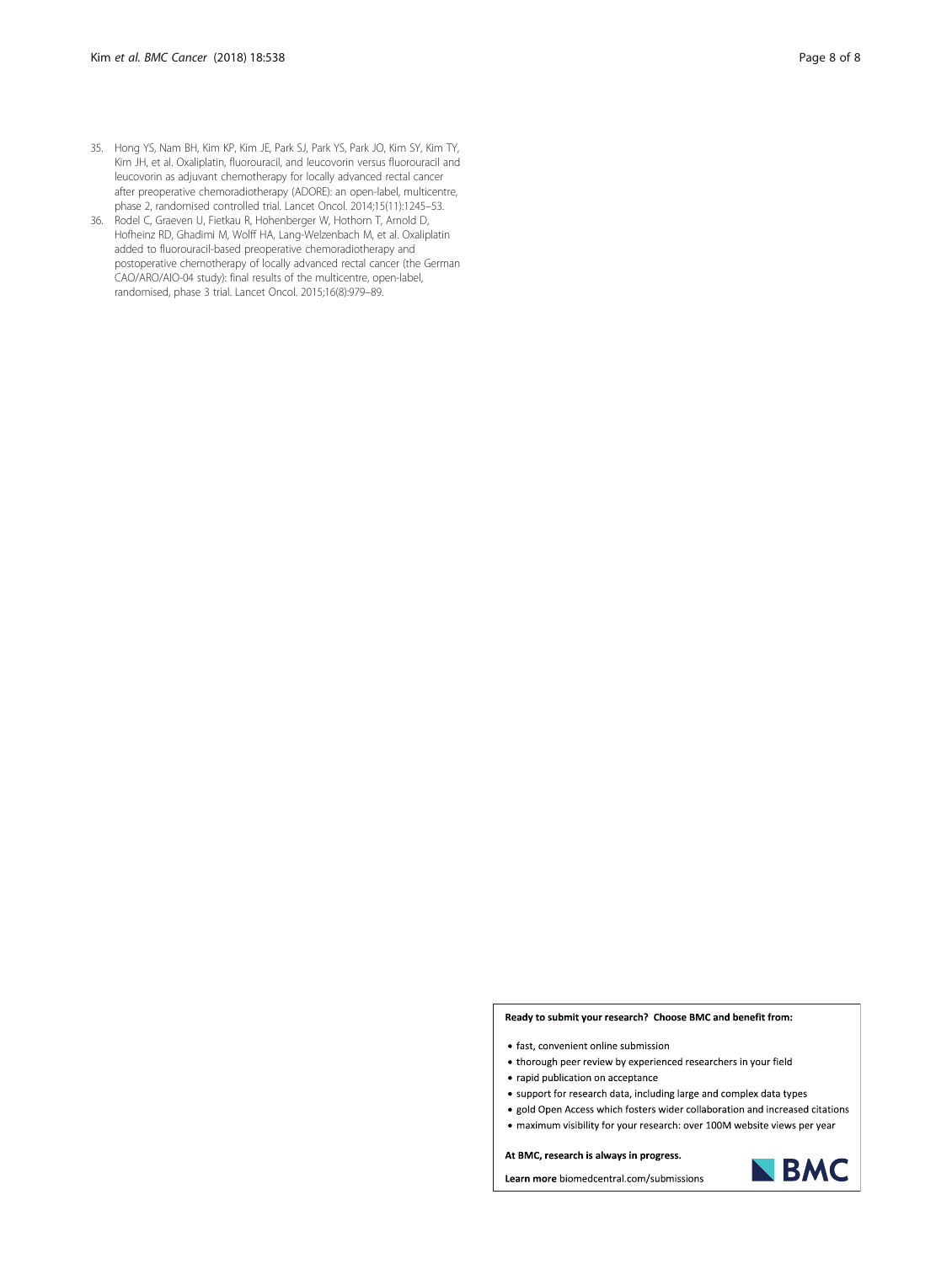35. Hong YS, Nam BH, Kim KP, Kim JE, Park SJ, Park YS, Park JO, Kim SY, Kim TY, Kim JH, et al. Oxaliplatin, fluorouracil, and leucovorin versus fluorouracil and leucovorin as adjuvant chemotherapy for locally advanced rectal cancer after preoperative chemoradiotherapy (ADORE): an open-label, multicentre, phase 2, randomised controlled trial. Lancet Oncol. 2014;15(11):1245–53.
36. Rodel C, Graeven U, Fietkau R, Hohenberger W, Hothorn T, Arnold D, Hofheinz RD, Ghadimi M, Wolff HA, Lang-Welzenbach M, et al. Oxaliplatin added to fluorouracil-based preoperative chemoradiotherapy and postoperative chemotherapy of locally advanced rectal cancer (the German CAO/ARO/AIO-04 study): final results of the multicentre, open-label, randomised, phase 3 trial. Lancet Oncol. 2015;16(8):979–89.

**Ready to submit your research? Choose BMC and benefit from:**

- fast, convenient online submission
- thorough peer review by experienced researchers in your field
- rapid publication on acceptance
- support for research data, including large and complex data types
- gold Open Access which fosters wider collaboration and increased citations
- maximum visibility for your research: over 100M website views per year

**At BMC, research is always in progress.**

**Learn more** biomedcentral.com/submissions